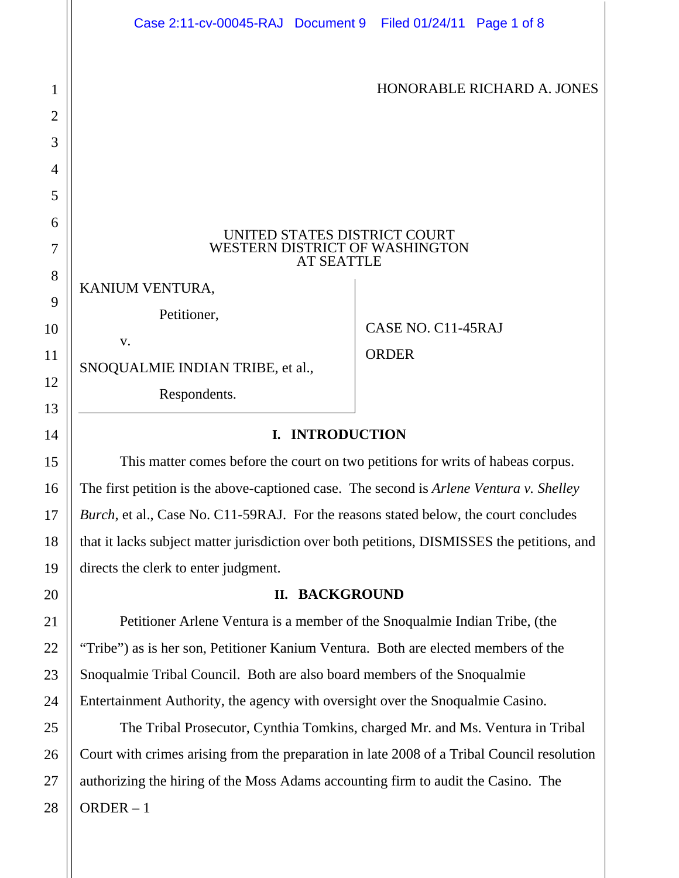HONORABLE RICHARD A. JONES

UNITED STATES DISTRICT COURT
WESTERN DISTRICT OF WASHINGTON
AT SEATTLE

KANIUM VENTURA,

Petitioner,

v.

SNOQUALMIE INDIAN TRIBE, et al.,

Respondents.

CASE NO. C11-45RAJ

ORDER

## I. INTRODUCTION

This matter comes before the court on two petitions for writs of habeas corpus. The first petition is the above-captioned case. The second is *Arlene Ventura v. Shelley Burch*, et al., Case No. C11-59RAJ. For the reasons stated below, the court concludes that it lacks subject matter jurisdiction over both petitions, DISMISSES the petitions, and directs the clerk to enter judgment.

## II. BACKGROUND

Petitioner Arlene Ventura is a member of the Snoqualmie Indian Tribe, (the "Tribe") as is her son, Petitioner Kanium Ventura. Both are elected members of the Snoqualmie Tribal Council. Both are also board members of the Snoqualmie Entertainment Authority, the agency with oversight over the Snoqualmie Casino.

The Tribal Prosecutor, Cynthia Tomkins, charged Mr. and Ms. Ventura in Tribal Court with crimes arising from the preparation in late 2008 of a Tribal Council resolution authorizing the hiring of the Moss Adams accounting firm to audit the Casino. The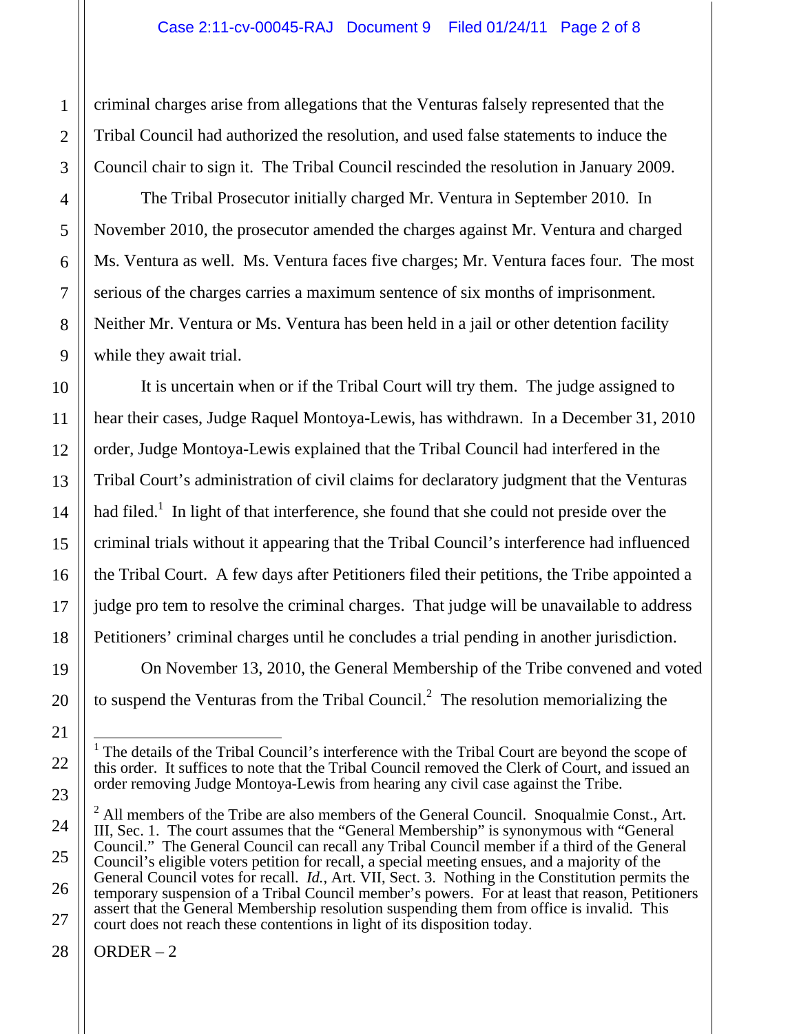criminal charges arise from allegations that the Venturas falsely represented that the Tribal Council had authorized the resolution, and used false statements to induce the Council chair to sign it. The Tribal Council rescinded the resolution in January 2009.

The Tribal Prosecutor initially charged Mr. Ventura in September 2010. In November 2010, the prosecutor amended the charges against Mr. Ventura and charged Ms. Ventura as well. Ms. Ventura faces five charges; Mr. Ventura faces four. The most serious of the charges carries a maximum sentence of six months of imprisonment. Neither Mr. Ventura or Ms. Ventura has been held in a jail or other detention facility while they await trial.

It is uncertain when or if the Tribal Court will try them. The judge assigned to hear their cases, Judge Raquel Montoya-Lewis, has withdrawn. In a December 31, 2010 order, Judge Montoya-Lewis explained that the Tribal Council had interfered in the Tribal Court's administration of civil claims for declaratory judgment that the Venturas had filed.[1] In light of that interference, she found that she could not preside over the criminal trials without it appearing that the Tribal Council's interference had influenced the Tribal Court. A few days after Petitioners filed their petitions, the Tribe appointed a judge pro tem to resolve the criminal charges. That judge will be unavailable to address Petitioners' criminal charges until he concludes a trial pending in another jurisdiction.

On November 13, 2010, the General Membership of the Tribe convened and voted to suspend the Venturas from the Tribal Council.[2] The resolution memorializing the

---

[1] The details of the Tribal Council's interference with the Tribal Court are beyond the scope of this order. It suffices to note that the Tribal Council removed the Clerk of Court, and issued an order removing Judge Montoya-Lewis from hearing any civil case against the Tribe.

[2] All members of the Tribe are also members of the General Council. Snoqualmie Const., Art. III, Sec. 1. The court assumes that the "General Membership" is synonymous with "General Council." The General Council can recall any Tribal Council member if a third of the General Council's eligible voters petition for recall, a special meeting ensues, and a majority of the General Council votes for recall. *Id.*, Art. VII, Sect. 3. Nothing in the Constitution permits the temporary suspension of a Tribal Council member's powers. For at least that reason, Petitioners assert that the General Membership resolution suspending them from office is invalid. This court does not reach these contentions in light of its disposition today.

ORDER – 2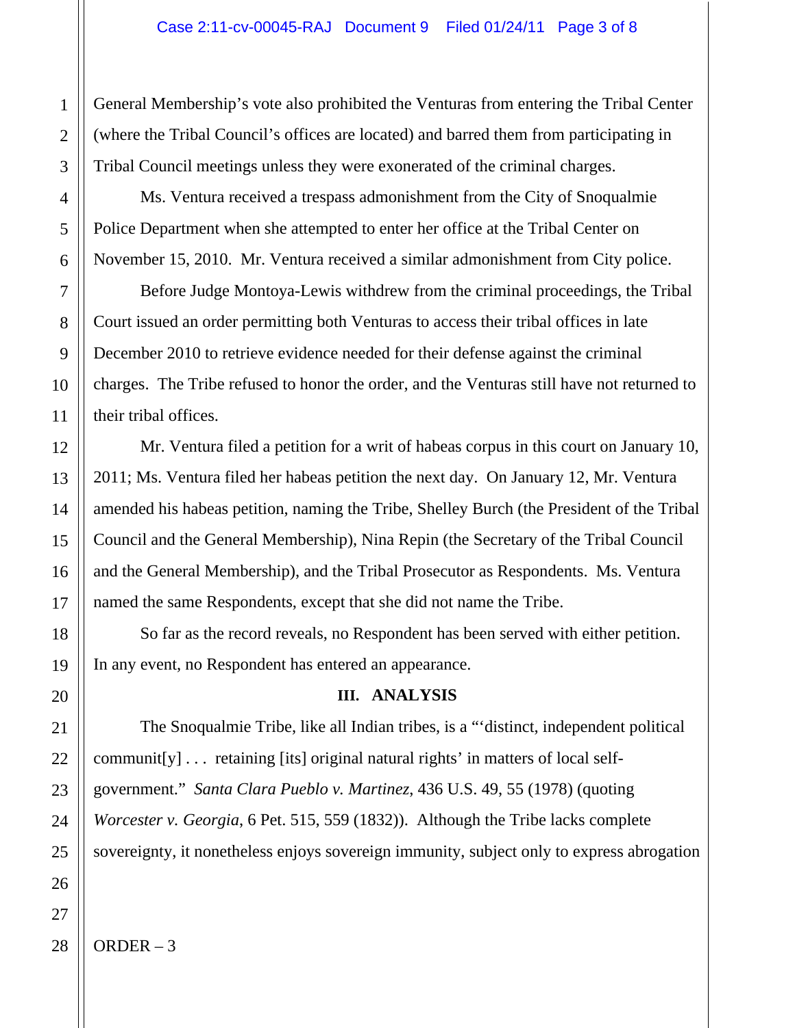General Membership's vote also prohibited the Venturas from entering the Tribal Center (where the Tribal Council's offices are located) and barred them from participating in Tribal Council meetings unless they were exonerated of the criminal charges.

Ms. Ventura received a trespass admonishment from the City of Snoqualmie Police Department when she attempted to enter her office at the Tribal Center on November 15, 2010. Mr. Ventura received a similar admonishment from City police.

Before Judge Montoya-Lewis withdrew from the criminal proceedings, the Tribal Court issued an order permitting both Venturas to access their tribal offices in late December 2010 to retrieve evidence needed for their defense against the criminal charges. The Tribe refused to honor the order, and the Venturas still have not returned to their tribal offices.

Mr. Ventura filed a petition for a writ of habeas corpus in this court on January 10, 2011; Ms. Ventura filed her habeas petition the next day. On January 12, Mr. Ventura amended his habeas petition, naming the Tribe, Shelley Burch (the President of the Tribal Council and the General Membership), Nina Repin (the Secretary of the Tribal Council and the General Membership), and the Tribal Prosecutor as Respondents. Ms. Ventura named the same Respondents, except that she did not name the Tribe.

So far as the record reveals, no Respondent has been served with either petition. In any event, no Respondent has entered an appearance.

## III. ANALYSIS

The Snoqualmie Tribe, like all Indian tribes, is a "'distinct, independent political communit[y] . . . retaining [its] original natural rights' in matters of local self-government." *Santa Clara Pueblo v. Martinez,* 436 U.S. 49, 55 (1978) (quoting *Worcester v. Georgia*, 6 Pet. 515, 559 (1832)). Although the Tribe lacks complete sovereignty, it nonetheless enjoys sovereign immunity, subject only to express abrogation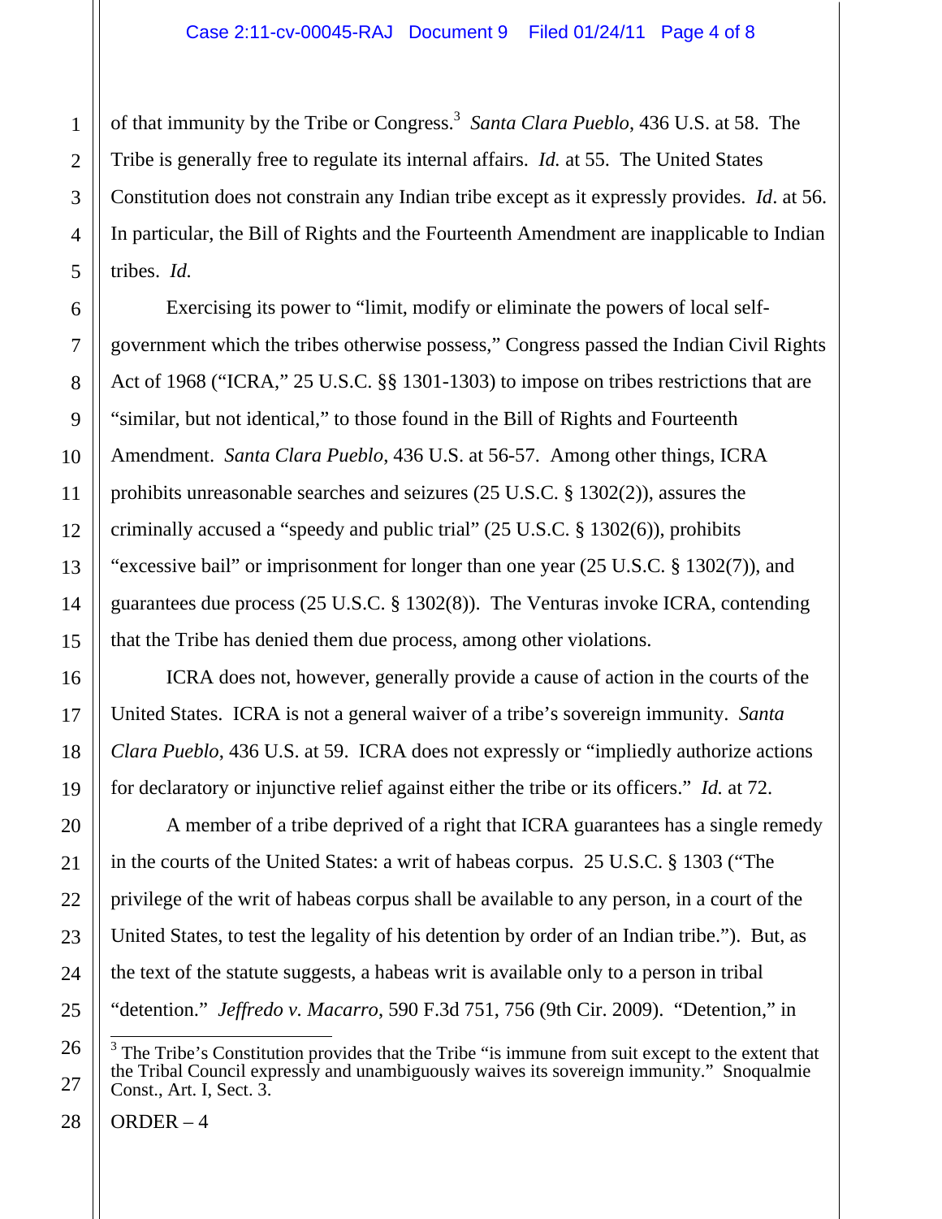of that immunity by the Tribe or Congress.[3] *Santa Clara Pueblo*, 436 U.S. at 58. The Tribe is generally free to regulate its internal affairs. *Id.* at 55. The United States Constitution does not constrain any Indian tribe except as it expressly provides. *Id*. at 56. In particular, the Bill of Rights and the Fourteenth Amendment are inapplicable to Indian tribes. *Id.*

Exercising its power to "limit, modify or eliminate the powers of local self-government which the tribes otherwise possess," Congress passed the Indian Civil Rights Act of 1968 ("ICRA," 25 U.S.C. §§ 1301-1303) to impose on tribes restrictions that are "similar, but not identical," to those found in the Bill of Rights and Fourteenth Amendment. *Santa Clara Pueblo*, 436 U.S. at 56-57. Among other things, ICRA prohibits unreasonable searches and seizures (25 U.S.C. § 1302(2)), assures the criminally accused a "speedy and public trial" (25 U.S.C. § 1302(6)), prohibits "excessive bail" or imprisonment for longer than one year (25 U.S.C. § 1302(7)), and guarantees due process (25 U.S.C. § 1302(8)). The Venturas invoke ICRA, contending that the Tribe has denied them due process, among other violations.

ICRA does not, however, generally provide a cause of action in the courts of the United States. ICRA is not a general waiver of a tribe's sovereign immunity. *Santa Clara Pueblo*, 436 U.S. at 59. ICRA does not expressly or "impliedly authorize actions for declaratory or injunctive relief against either the tribe or its officers." *Id.* at 72.

A member of a tribe deprived of a right that ICRA guarantees has a single remedy in the courts of the United States: a writ of habeas corpus. 25 U.S.C. § 1303 ("The privilege of the writ of habeas corpus shall be available to any person, in a court of the United States, to test the legality of his detention by order of an Indian tribe."). But, as the text of the statute suggests, a habeas writ is available only to a person in tribal "detention." *Jeffredo v. Macarro*, 590 F.3d 751, 756 (9th Cir. 2009). "Detention," in

[3] The Tribe's Constitution provides that the Tribe "is immune from suit except to the extent that the Tribal Council expressly and unambiguously waives its sovereign immunity." Snoqualmie Const., Art. I, Sect. 3.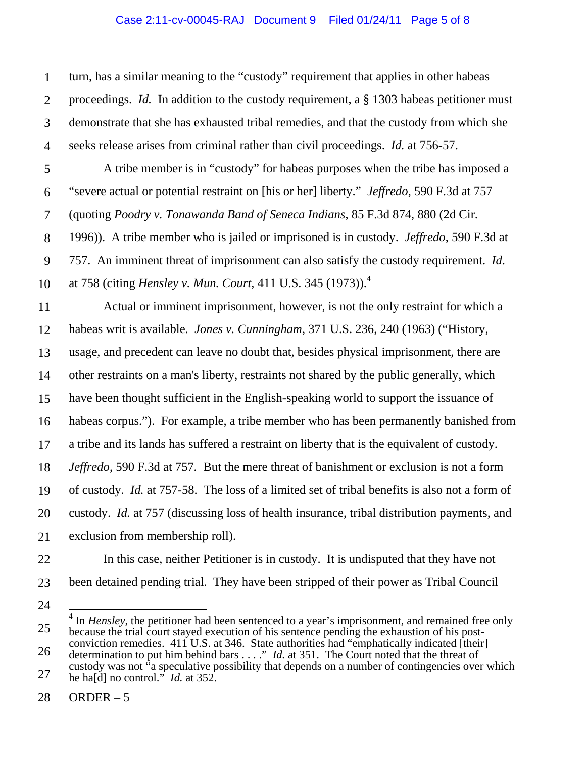turn, has a similar meaning to the "custody" requirement that applies in other habeas proceedings. *Id.* In addition to the custody requirement, a § 1303 habeas petitioner must demonstrate that she has exhausted tribal remedies, and that the custody from which she seeks release arises from criminal rather than civil proceedings. *Id.* at 756-57.

A tribe member is in "custody" for habeas purposes when the tribe has imposed a "severe actual or potential restraint on [his or her] liberty." *Jeffredo*, 590 F.3d at 757 (quoting *Poodry v. Tonawanda Band of Seneca Indians*, 85 F.3d 874, 880 (2d Cir. 1996)). A tribe member who is jailed or imprisoned is in custody. *Jeffredo*, 590 F.3d at 757. An imminent threat of imprisonment can also satisfy the custody requirement. *Id.* at 758 (citing *Hensley v. Mun. Court*, 411 U.S. 345 (1973)).[4]

Actual or imminent imprisonment, however, is not the only restraint for which a habeas writ is available. *Jones v. Cunningham*, 371 U.S. 236, 240 (1963) ("History, usage, and precedent can leave no doubt that, besides physical imprisonment, there are other restraints on a man's liberty, restraints not shared by the public generally, which have been thought sufficient in the English-speaking world to support the issuance of habeas corpus."). For example, a tribe member who has been permanently banished from a tribe and its lands has suffered a restraint on liberty that is the equivalent of custody. *Jeffredo*, 590 F.3d at 757. But the mere threat of banishment or exclusion is not a form of custody. *Id.* at 757-58. The loss of a limited set of tribal benefits is also not a form of custody. *Id.* at 757 (discussing loss of health insurance, tribal distribution payments, and exclusion from membership roll).

In this case, neither Petitioner is in custody. It is undisputed that they have not been detained pending trial. They have been stripped of their power as Tribal Council

---

[4] In *Hensley*, the petitioner had been sentenced to a year's imprisonment, and remained free only because the trial court stayed execution of his sentence pending the exhaustion of his post-conviction remedies. 411 U.S. at 346. State authorities had "emphatically indicated [their] determination to put him behind bars . . . ." *Id.* at 351. The Court noted that the threat of custody was not "a speculative possibility that depends on a number of contingencies over which he ha[d] no control." *Id.* at 352.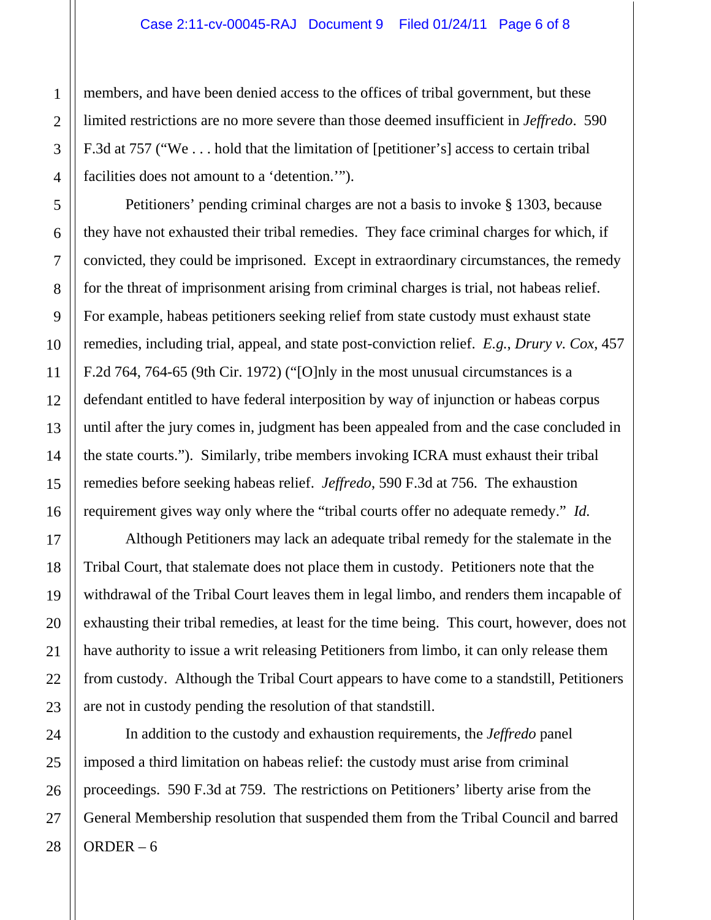members, and have been denied access to the offices of tribal government, but these limited restrictions are no more severe than those deemed insufficient in *Jeffredo*. 590 F.3d at 757 ("We . . . hold that the limitation of [petitioner's] access to certain tribal facilities does not amount to a 'detention.'").

Petitioners' pending criminal charges are not a basis to invoke § 1303, because they have not exhausted their tribal remedies. They face criminal charges for which, if convicted, they could be imprisoned. Except in extraordinary circumstances, the remedy for the threat of imprisonment arising from criminal charges is trial, not habeas relief. For example, habeas petitioners seeking relief from state custody must exhaust state remedies, including trial, appeal, and state post-conviction relief. *E.g.*, *Drury v. Cox*, 457 F.2d 764, 764-65 (9th Cir. 1972) ("[O]nly in the most unusual circumstances is a defendant entitled to have federal interposition by way of injunction or habeas corpus until after the jury comes in, judgment has been appealed from and the case concluded in the state courts."). Similarly, tribe members invoking ICRA must exhaust their tribal remedies before seeking habeas relief. *Jeffredo*, 590 F.3d at 756. The exhaustion requirement gives way only where the "tribal courts offer no adequate remedy." *Id.*

Although Petitioners may lack an adequate tribal remedy for the stalemate in the Tribal Court, that stalemate does not place them in custody. Petitioners note that the withdrawal of the Tribal Court leaves them in legal limbo, and renders them incapable of exhausting their tribal remedies, at least for the time being. This court, however, does not have authority to issue a writ releasing Petitioners from limbo, it can only release them from custody. Although the Tribal Court appears to have come to a standstill, Petitioners are not in custody pending the resolution of that standstill.

In addition to the custody and exhaustion requirements, the *Jeffredo* panel imposed a third limitation on habeas relief: the custody must arise from criminal proceedings. 590 F.3d at 759. The restrictions on Petitioners' liberty arise from the General Membership resolution that suspended them from the Tribal Council and barred

ORDER – 6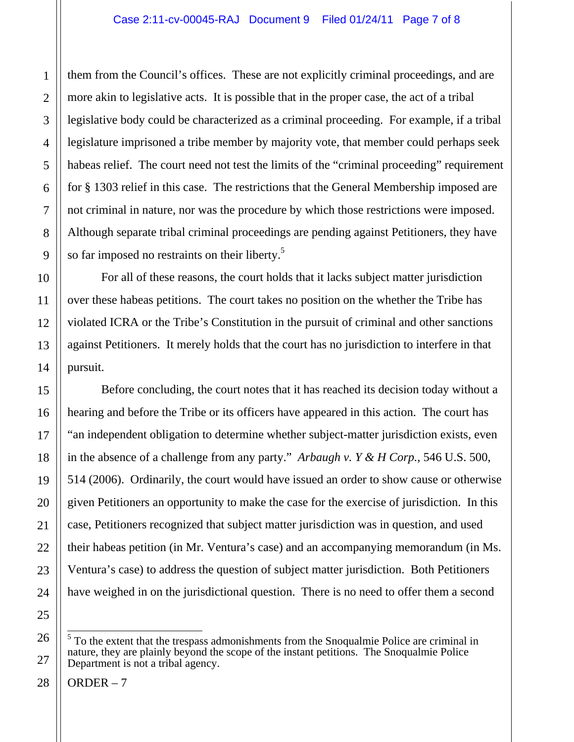them from the Council's offices. These are not explicitly criminal proceedings, and are more akin to legislative acts. It is possible that in the proper case, the act of a tribal legislative body could be characterized as a criminal proceeding. For example, if a tribal legislature imprisoned a tribe member by majority vote, that member could perhaps seek habeas relief. The court need not test the limits of the "criminal proceeding" requirement for § 1303 relief in this case. The restrictions that the General Membership imposed are not criminal in nature, nor was the procedure by which those restrictions were imposed. Although separate tribal criminal proceedings are pending against Petitioners, they have so far imposed no restraints on their liberty.[5]

For all of these reasons, the court holds that it lacks subject matter jurisdiction over these habeas petitions. The court takes no position on the whether the Tribe has violated ICRA or the Tribe's Constitution in the pursuit of criminal and other sanctions against Petitioners. It merely holds that the court has no jurisdiction to interfere in that pursuit.

Before concluding, the court notes that it has reached its decision today without a hearing and before the Tribe or its officers have appeared in this action. The court has "an independent obligation to determine whether subject-matter jurisdiction exists, even in the absence of a challenge from any party." *Arbaugh v. Y & H Corp.*, 546 U.S. 500, 514 (2006). Ordinarily, the court would have issued an order to show cause or otherwise given Petitioners an opportunity to make the case for the exercise of jurisdiction. In this case, Petitioners recognized that subject matter jurisdiction was in question, and used their habeas petition (in Mr. Ventura's case) and an accompanying memorandum (in Ms. Ventura's case) to address the question of subject matter jurisdiction. Both Petitioners have weighed in on the jurisdictional question. There is no need to offer them a second

---

[5] To the extent that the trespass admonishments from the Snoqualmie Police are criminal in nature, they are plainly beyond the scope of the instant petitions. The Snoqualmie Police Department is not a tribal agency.

ORDER – 7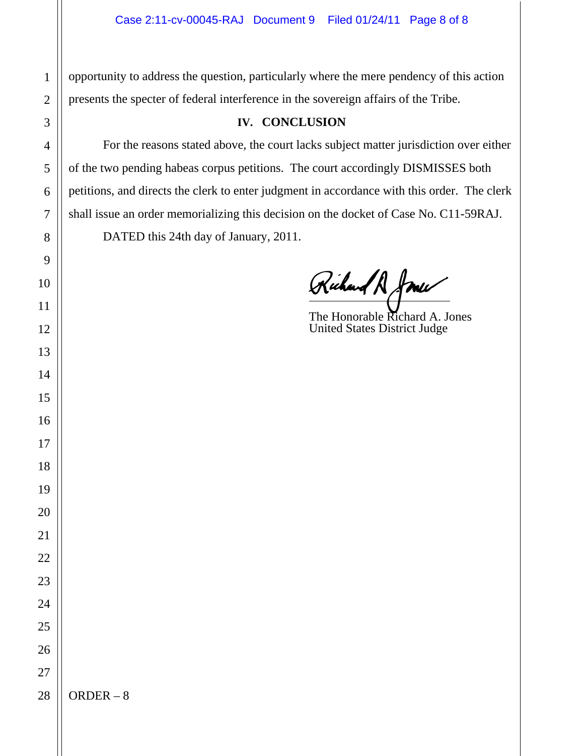opportunity to address the question, particularly where the mere pendency of this action presents the specter of federal interference in the sovereign affairs of the Tribe.

## IV. CONCLUSION

For the reasons stated above, the court lacks subject matter jurisdiction over either of the two pending habeas corpus petitions. The court accordingly DISMISSES both petitions, and directs the clerk to enter judgment in accordance with this order. The clerk shall issue an order memorializing this decision on the docket of Case No. C11-59RAJ.

DATED this 24th day of January, 2011.

The Honorable Richard A. Jones
United States District Judge

ORDER – 8